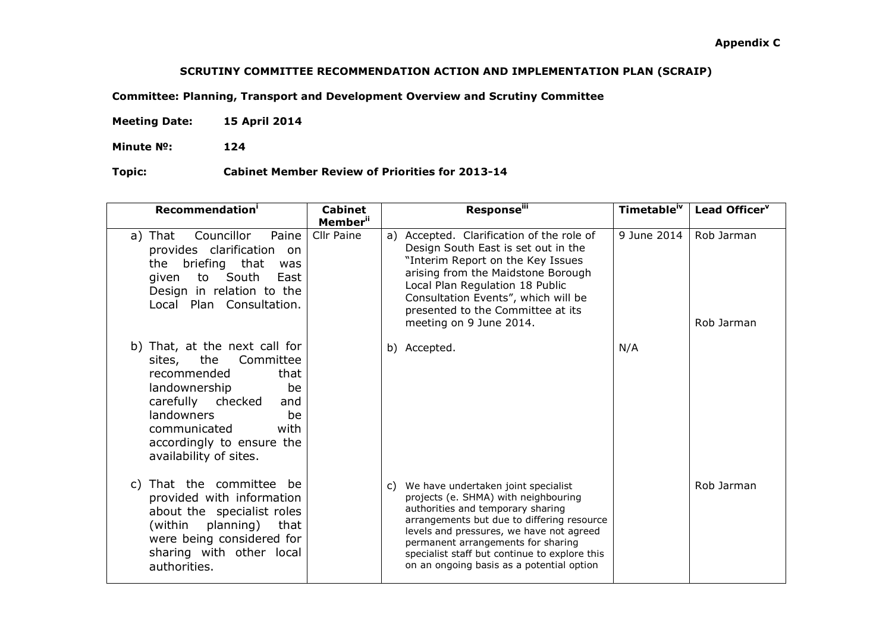**Appendix C**

**SCRUTINY COMMITTEE RECOMMENDATION ACTION AND IMPLEMENTATION PLAN (SCRAIP)**

**Committee: Planning, Transport and Development Overview and Scrutiny Committee**

**Meeting Date:** **15 April 2014**

**Minute №:** **124**

**Topic:** **Cabinet Member Review of Priorities for 2013-14**

| Recommendation[i] | Cabinet Member[ii] | Response[iii] | Timetable[iv] | Lead Officer[v] |
|---|---|---|---|---|
| a) That Councillor Paine provides clarification on the briefing that was given to South East Design in relation to the Local Plan Consultation. | Cllr Paine | a) Accepted. Clarification of the role of Design South East is set out in the "Interim Report on the Key Issues arising from the Maidstone Borough Local Plan Regulation 18 Public Consultation Events", which will be presented to the Committee at its meeting on 9 June 2014. | 9 June 2014 | Rob Jarman<br>Rob Jarman |
| b) That, at the next call for sites, the Committee recommended that landownership be carefully checked and landowners be communicated with accordingly to ensure the availability of sites. | | b) Accepted. | N/A | |
| c) That the committee be provided with information about the specialist roles (within planning) that were being considered for sharing with other local authorities. | | c) We have undertaken joint specialist projects (e. SHMA) with neighbouring authorities and temporary sharing arrangements but due to differing resource levels and pressures, we have not agreed permanent arrangements for sharing specialist staff but continue to explore this on an ongoing basis as a potential option | | Rob Jarman |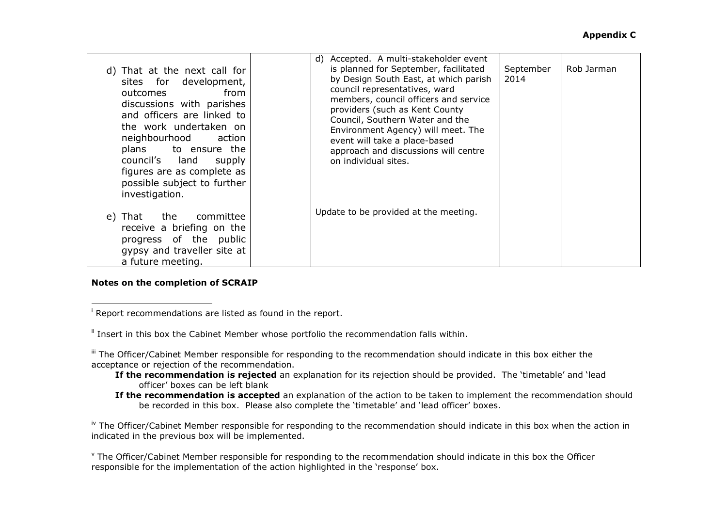**Appendix C**

| | | | | |
|---|---|---|---|---|
| d) That at the next call for sites for development, outcomes from discussions with parishes and officers are linked to the work undertaken on neighbourhood action plans to ensure the council's land supply figures are as complete as possible subject to further investigation. | | d) Accepted. A multi-stakeholder event is planned for September, facilitated by Design South East, at which parish council representatives, ward members, council officers and service providers (such as Kent County Council, Southern Water and the Environment Agency) will meet. The event will take a place-based approach and discussions will centre on individual sites. | September 2014 | Rob Jarman |
| e) That the committee receive a briefing on the progress of the public gypsy and traveller site at a future meeting. | | Update to be provided at the meeting. | | |

**Notes on the completion of SCRAIP**

[i] Report recommendations are listed as found in the report.

[ii] Insert in this box the Cabinet Member whose portfolio the recommendation falls within.

[iii] The Officer/Cabinet Member responsible for responding to the recommendation should indicate in this box either the acceptance or rejection of the recommendation.

- **If the recommendation is rejected** an explanation for its rejection should be provided. The 'timetable' and 'lead officer' boxes can be left blank
- **If the recommendation is accepted** an explanation of the action to be taken to implement the recommendation should be recorded in this box. Please also complete the 'timetable' and 'lead officer' boxes.

[iv] The Officer/Cabinet Member responsible for responding to the recommendation should indicate in this box when the action in indicated in the previous box will be implemented.

[v] The Officer/Cabinet Member responsible for responding to the recommendation should indicate in this box the Officer responsible for the implementation of the action highlighted in the 'response' box.